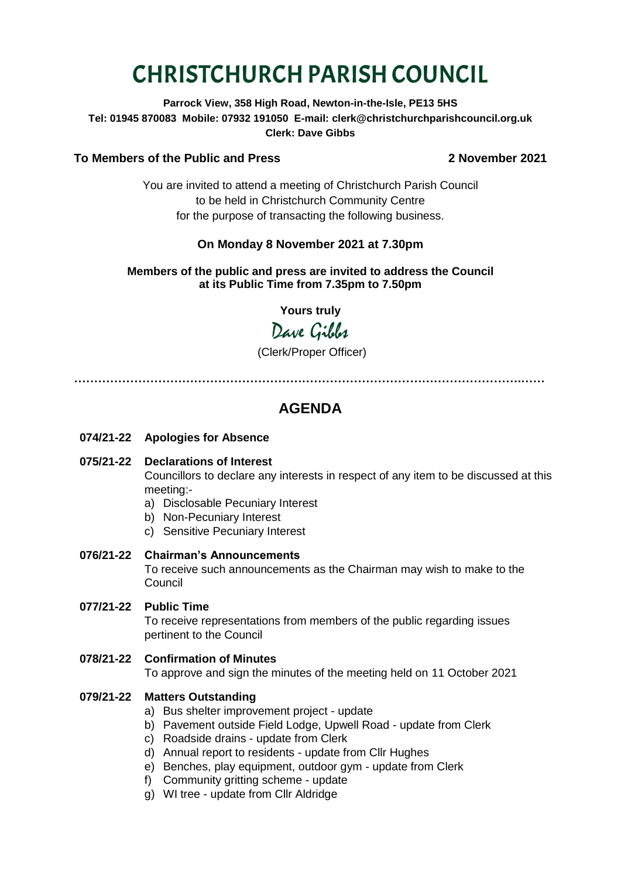# CHRISTCHURCH PARISH COUNCIL

**Parrock View, 358 High Road, Newton-in-the-Isle, PE13 5HS**
**Tel: 01945 870083 Mobile: 07932 191050 E-mail: clerk@christchurchparishcouncil.org.uk**
**Clerk: Dave Gibbs**

**To Members of the Public and Press** **2 November 2021**

You are invited to attend a meeting of Christchurch Parish Council
to be held in Christchurch Community Centre
for the purpose of transacting the following business.

**On Monday 8 November 2021 at 7.30pm**

**Members of the public and press are invited to address the Council at its Public Time from 7.35pm to 7.50pm**

**Yours truly**

Dave Gibbs

(Clerk/Proper Officer)

---

## AGENDA

**074/21-22 Apologies for Absence**

**075/21-22 Declarations of Interest**
Councillors to declare any interests in respect of any item to be discussed at this meeting:-
- a) Disclosable Pecuniary Interest
- b) Non-Pecuniary Interest
- c) Sensitive Pecuniary Interest

**076/21-22 Chairman's Announcements**
To receive such announcements as the Chairman may wish to make to the Council

**077/21-22 Public Time**
To receive representations from members of the public regarding issues pertinent to the Council

**078/21-22 Confirmation of Minutes**
To approve and sign the minutes of the meeting held on 11 October 2021

**079/21-22 Matters Outstanding**
- a) Bus shelter improvement project - update
- b) Pavement outside Field Lodge, Upwell Road - update from Clerk
- c) Roadside drains - update from Clerk
- d) Annual report to residents - update from Cllr Hughes
- e) Benches, play equipment, outdoor gym - update from Clerk
- f) Community gritting scheme - update
- g) WI tree - update from Cllr Aldridge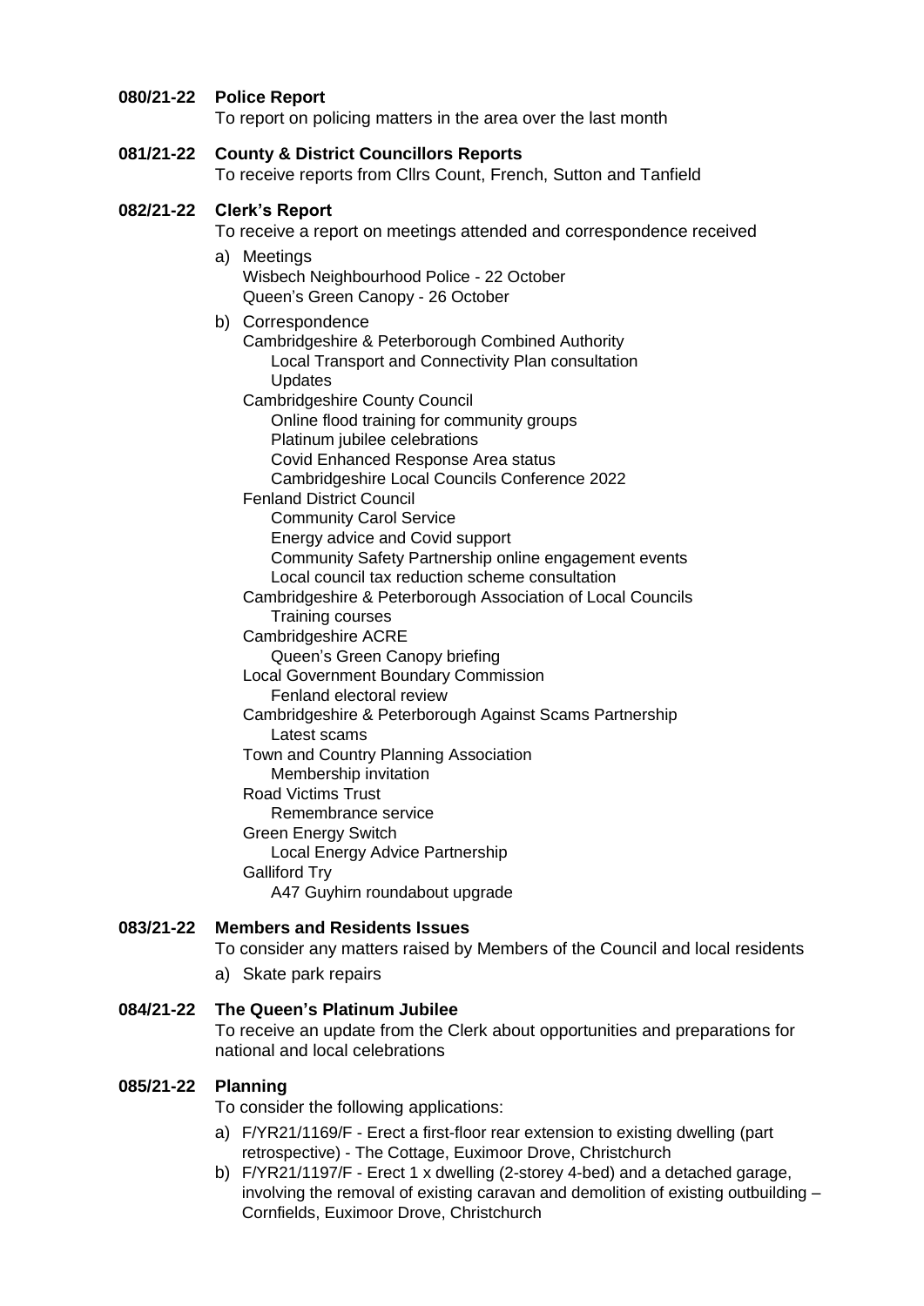**080/21-22 Police Report**

To report on policing matters in the area over the last month

**081/21-22 County & District Councillors Reports**

To receive reports from Cllrs Count, French, Sutton and Tanfield

**082/21-22 Clerk's Report**

To receive a report on meetings attended and correspondence received

a) Meetings
   - Wisbech Neighbourhood Police - 22 October
   - Queen's Green Canopy - 26 October

b) Correspondence
   - Cambridgeshire & Peterborough Combined Authority
     - Local Transport and Connectivity Plan consultation
     - Updates
   - Cambridgeshire County Council
     - Online flood training for community groups
     - Platinum jubilee celebrations
     - Covid Enhanced Response Area status
     - Cambridgeshire Local Councils Conference 2022
   - Fenland District Council
     - Community Carol Service
     - Energy advice and Covid support
     - Community Safety Partnership online engagement events
     - Local council tax reduction scheme consultation
   - Cambridgeshire & Peterborough Association of Local Councils
     - Training courses
   - Cambridgeshire ACRE
     - Queen's Green Canopy briefing
   - Local Government Boundary Commission
     - Fenland electoral review
   - Cambridgeshire & Peterborough Against Scams Partnership
     - Latest scams
   - Town and Country Planning Association
     - Membership invitation
   - Road Victims Trust
     - Remembrance service
   - Green Energy Switch
     - Local Energy Advice Partnership
   - Galliford Try
     - A47 Guyhirn roundabout upgrade

**083/21-22 Members and Residents Issues**

To consider any matters raised by Members of the Council and local residents

a) Skate park repairs

**084/21-22 The Queen's Platinum Jubilee**

To receive an update from the Clerk about opportunities and preparations for national and local celebrations

**085/21-22 Planning**

To consider the following applications:

a) F/YR21/1169/F - Erect a first-floor rear extension to existing dwelling (part retrospective) - The Cottage, Euximoor Drove, Christchurch
b) F/YR21/1197/F - Erect 1 x dwelling (2-storey 4-bed) and a detached garage, involving the removal of existing caravan and demolition of existing outbuilding – Cornfields, Euximoor Drove, Christchurch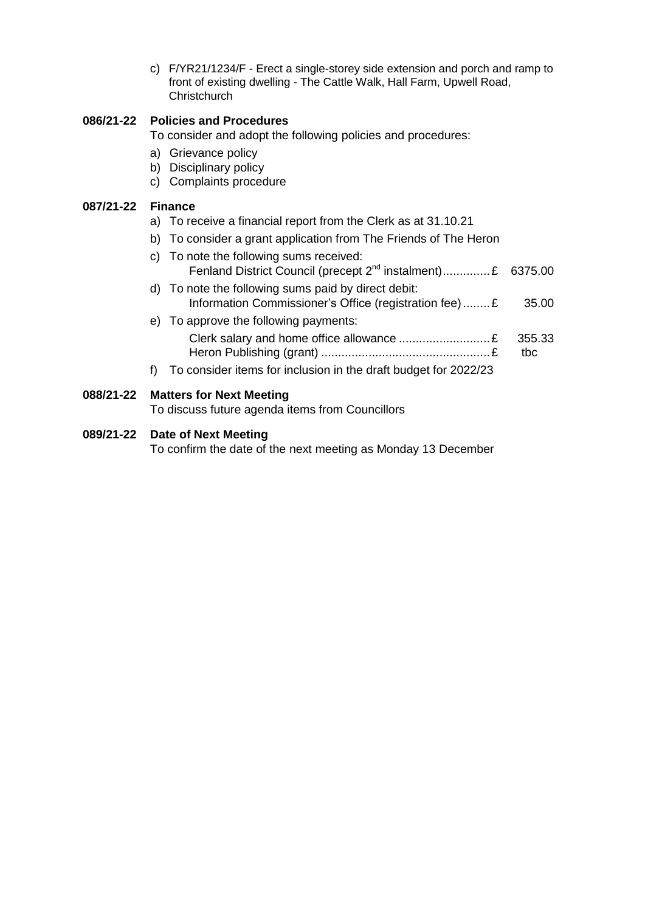c) F/YR21/1234/F - Erect a single-storey side extension and porch and ramp to front of existing dwelling - The Cattle Walk, Hall Farm, Upwell Road, Christchurch

**086/21-22 Policies and Procedures**

To consider and adopt the following policies and procedures:

a) Grievance policy
b) Disciplinary policy
c) Complaints procedure

**087/21-22 Finance**

a) To receive a financial report from the Clerk as at 31.10.21

b) To consider a grant application from The Friends of The Heron

c) To note the following sums received:
Fenland District Council (precept 2nd instalment).............£ 6375.00

d) To note the following sums paid by direct debit:
Information Commissioner's Office (registration fee)........£ 35.00

e) To approve the following payments:
Clerk salary and home office allowance ...........................£ 355.33
Heron Publishing (grant) ..................................................£ tbc

f) To consider items for inclusion in the draft budget for 2022/23

**088/21-22 Matters for Next Meeting**

To discuss future agenda items from Councillors

**089/21-22 Date of Next Meeting**

To confirm the date of the next meeting as Monday 13 December